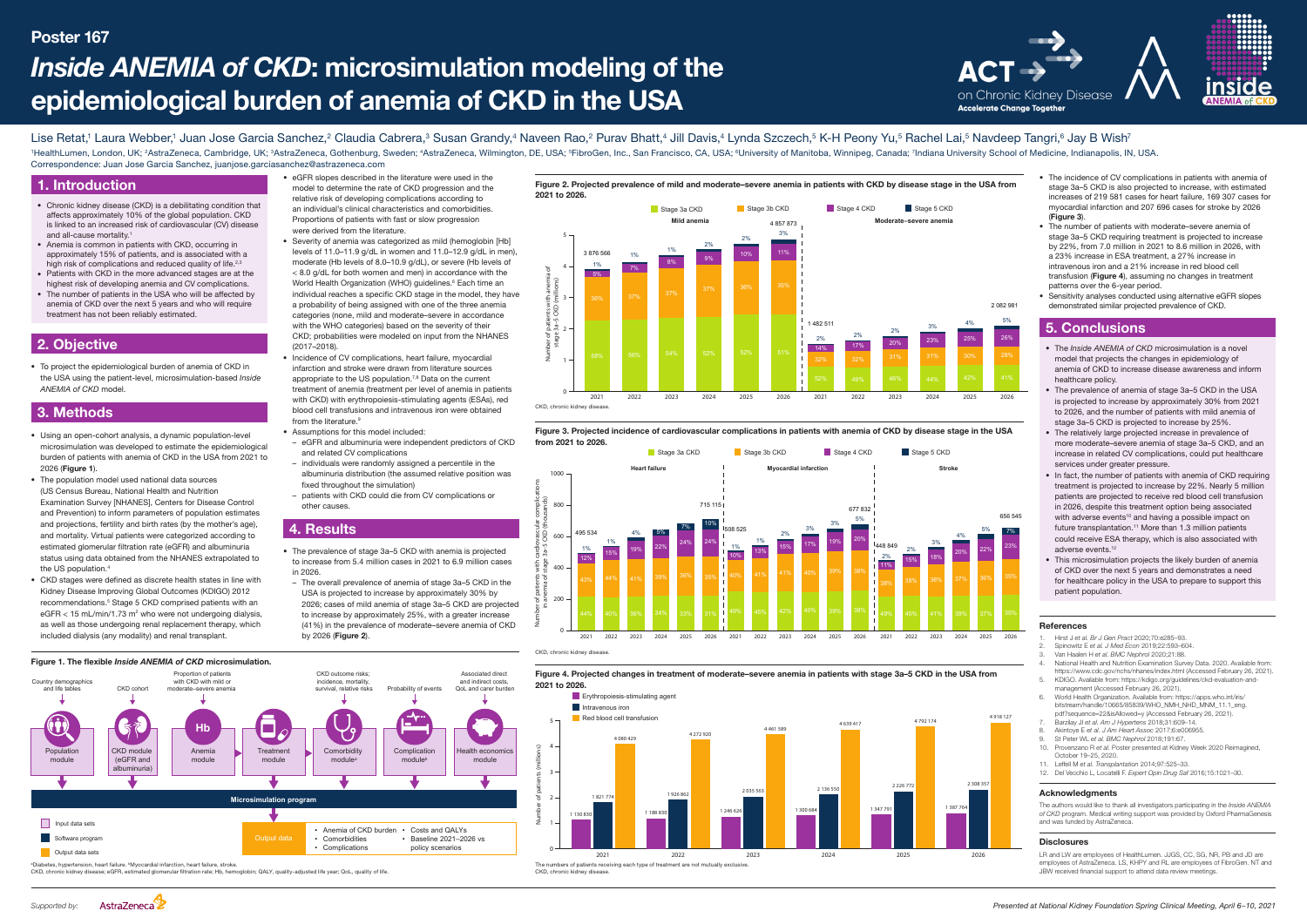Poster 167

# *Inside ANEMIA of CKD*: microsimulation modeling of the epidemiological burden of anemia of CKD in the USA

Lise Retat,[1] Laura Webber,[1] Juan Jose Garcia Sanchez,[2] Claudia Cabrera,[3] Susan Grandy,[4] Naveen Rao,[2] Purav Bhatt,[4] Jill Davis,[4] Lynda Szczech,[5] K-H Peony Yu,[5] Rachel Lai,[5] Navdeep Tangri,[6] Jay B Wish[7]

[1]HealthLumen, London, UK; [2]AstraZeneca, Cambridge, UK; [3]AstraZeneca, Gothenburg, Sweden; [4]AstraZeneca, Wilmington, DE, USA; [5]FibroGen, Inc., San Francisco, CA, USA; [6]University of Manitoba, Winnipeg, Canada; [7]Indiana University School of Medicine, Indianapolis, IN, USA.
Correspondence: Juan Jose Garcia Sanchez, juanjose.garciasanchez@astrazeneca.com

## 1. Introduction

- Chronic kidney disease (CKD) is a debilitating condition that affects approximately 10% of the global population. CKD is linked to an increased risk of cardiovascular (CV) disease and all-cause mortality.[1]
- Anemia is common in patients with CKD, occurring in approximately 15% of patients, and is associated with a high risk of complications and reduced quality of life.[2,3]
- Patients with CKD in the more advanced stages are at the highest risk of developing anemia and CV complications.
- The number of patients in the USA who will be affected by anemia of CKD over the next 5 years and who will require treatment has not been reliably estimated.

## 2. Objective

- To project the epidemiological burden of anemia of CKD in the USA using the patient-level, microsimulation-based *Inside ANEMIA of CKD* model.

## 3. Methods

- Using an open-cohort analysis, a dynamic population-level microsimulation was developed to estimate the epidemiological burden of patients with anemia of CKD in the USA from 2021 to 2026 (**Figure 1**).
- The population model used national data sources (US Census Bureau, National Health and Nutrition Examination Survey [NHANES], Centers for Disease Control and Prevention) to inform parameters of population estimates and projections, fertility and birth rates (by the mother's age), and mortality. Virtual patients were categorized according to estimated glomerular filtration rate (eGFR) and albuminuria status using data obtained from the NHANES extrapolated to the US population.[4]
- CKD stages were defined as discrete health states in line with Kidney Disease Improving Global Outcomes (KDIGO) 2012 recommendations.[5] Stage 5 CKD comprised patients with an eGFR < 15 mL/min/1.73 m$^2$ who were not undergoing dialysis, as well as those undergoing renal replacement therapy, which included dialysis (any modality) and renal transplant.
- eGFR slopes described in the literature were used in the model to determine the rate of CKD progression and the relative risk of developing complications according to an individual's clinical characteristics and comorbidities. Proportions of patients with fast or slow progression were derived from the literature.
- Severity of anemia was categorized as mild (hemoglobin [Hb] levels of 11.0–11.9 g/dL in women and 11.0–12.9 g/dL in men), moderate (Hb levels of 8.0–10.9 g/dL), or severe (Hb levels of < 8.0 g/dL for both women and men) in accordance with the World Health Organization (WHO) guidelines.[6] Each time an individual reaches a specific CKD stage in the model, they have a probability of being assigned with one of the three anemia categories (none, mild and moderate–severe anemia categories (none, mild and moderate–severe anemia in accordance with the WHO categories) based on the severity of their CKD; probabilities were modeled on input from the NHANES (2017–2018).
- Incidence of CV complications, heart failure, myocardial infarction and stroke were drawn from literature sources appropriate to the US population.[7,8] Data on the current treatment of anemia (treatment per level of anemia in patients with CKD with erythropoiesis-stimulating agents [ESAs], red blood cell transfusions and intravenous iron were obtained from the literature.[9]
- Assumptions for this model included:
  - eGFR and albuminuria were independent predictors of CKD and related CV complications
  - individuals were randomly assigned a percentile in the albuminuria distribution (the assumed relative position was fixed throughout the simulation)
  - patients with CKD could die from CV complications or other causes.

**Figure 1. The flexible *Inside ANEMIA of CKD* microsimulation.**

Country demographics and life tables → Population module; CKD cohort → CKD module (eGFR and albuminuria); Proportion of patients with CKD with mild or moderate–severe anemia → Anemia module; Treatment module; CKD outcome risks; incidence, mortality, survival, relative risks → Comorbidity module[a]; Probability of events → Complication module[b]; Associated direct and indirect costs, QoL and carer burden → Health economics module

Microsimulation program → Output data: Anemia of CKD burden; Comorbidities; Complications; Costs and QALYs; Baseline 2021–2026 vs policy scenarios

Legend: Input data sets; Software program; Output data sets

[a]Diabetes, hypertension, heart failure. [b]Myocardial infarction, heart failure, stroke.
CKD, chronic kidney disease; eGFR, estimated glomerular filtration rate; Hb, hemoglobin; QALY, quality-adjusted life year; QoL, quality of life.

## 4. Results

- The prevalence of stage 3a–5 CKD with anemia is projected to increase from 5.4 million cases in 2021 to 6.9 million cases in 2026.
  - The overall prevalence of anemia of stage 3a–5 CKD in the USA is projected to increase by approximately 30% by 2026; cases of mild anemia of stage 3a–5 CKD are projected to increase by approximately 25%, with a greater increase (41%) in the prevalence of moderate–severe anemia of CKD by 2026 (**Figure 2**).

**Figure 2. Projected prevalence of mild and moderate–severe anemia in patients with CKD by disease stage in the USA from 2021 to 2026.**

Number of patients with anemia of stage 3a–5 CKD (millions)

| Anemia | Year | Total | Stage 3a CKD | Stage 3b CKD | Stage 4 CKD | Stage 5 CKD |
|---|---|---|---|---|---|---|
| Mild | 2021 | 3 876 566 | 58% | 36% | 5% | 1% |
| Mild | 2022 | | 56% | 37% | 7% | 1% |
| Mild | 2023 | | 54% | 37% | 8% | 1% |
| Mild | 2024 | | 52% | 37% | 9% | 2% |
| Mild | 2025 | | 52% | 36% | 10% | 2% |
| Mild | 2026 | 4 857 873 | 51% | 35% | 11% | 3% |
| Moderate–severe | 2021 | 1 482 511 | 52% | 32% | 14% | 2% |
| Moderate–severe | 2022 | | 49% | 32% | 17% | 2% |
| Moderate–severe | 2023 | | 46% | 31% | 20% | 2% |
| Moderate–severe | 2024 | | 44% | 31% | 23% | 3% |
| Moderate–severe | 2025 | | 42% | 30% | 25% | 4% |
| Moderate–severe | 2026 | 2 082 981 | 41% | 28% | 26% | 5% |

CKD, chronic kidney disease.

**Figure 3. Projected incidence of cardiovascular complications in patients with anemia of CKD by disease stage in the USA from 2021 to 2026.**

Number of patients with cardiovascular complications in anemia of stage 3a–5 CKD (thousands)

| Complication | Year | Total | Stage 3a CKD | Stage 3b CKD | Stage 4 CKD | Stage 5 CKD |
|---|---|---|---|---|---|---|
| Heart failure | 2021 | 495 534 | 44% | 43% | 12% | 1% |
| Heart failure | 2022 | | 40% | 44% | 15% | 1% |
| Heart failure | 2023 | | 36% | 41% | 19% | 4% |
| Heart failure | 2024 | | 34% | 39% | 22% | 5% |
| Heart failure | 2025 | | 33% | 36% | 24% | 7% |
| Heart failure | 2026 | 715 115 | 31% | 35% | 24% | 10% |
| Myocardial infarction | 2021 | 508 525 | 49% | 40% | 10% | 1% |
| Myocardial infarction | 2022 | | 45% | 41% | 13% | 1% |
| Myocardial infarction | 2023 | | 42% | 41% | 15% | 2% |
| Myocardial infarction | 2024 | | 40% | 40% | 17% | 3% |
| Myocardial infarction | 2025 | | 39% | 39% | 19% | 3% |
| Myocardial infarction | 2026 | 677 832 | 38% | 38% | 20% | 5% |
| Stroke | 2021 | 448 849 | 49% | 38% | 11% | 2% |
| Stroke | 2022 | | 45% | 38% | 15% | 2% |
| Stroke | 2023 | | 41% | 38% | 18% | 3% |
| Stroke | 2024 | | 39% | 37% | 20% | 4% |
| Stroke | 2025 | | 37% | 36% | 22% | 5% |
| Stroke | 2026 | 656 545 | 35% | 35% | 23% | 7% |

CKD, chronic kidney disease.

**Figure 4. Projected changes in treatment of moderate–severe anemia in patients with stage 3a–5 CKD in the USA from 2021 to 2026.**

Number of patients (millions)

| Year | Erythropoiesis-stimulating agent | Intravenous iron | Red blood cell transfusion |
|---|---|---|---|
| 2021 | 1 130 830 | 1 821 774 | 4 060 429 |
| 2022 | 1 188 830 | 1 926 862 | 4 272 920 |
| 2023 | 1 246 626 | 2 035 563 | 4 461 589 |
| 2024 | 1 300 684 | 2 136 550 | 4 639 417 |
| 2025 | 1 347 791 | 2 226 772 | 4 792 174 |
| 2026 | 1 387 764 | 2 308 357 | 4 918 127 |

The numbers of patients receiving each type of treatment are not mutually exclusive.
CKD, chronic kidney disease.

- The incidence of CV complications in patients with anemia of stage 3a–5 CKD is also projected to increase, with estimated increases of 219 581 cases for heart failure, 169 307 cases for myocardial infarction and 207 696 cases for stroke by 2026 (**Figure 3**).
- The number of patients with moderate–severe anemia of stage 3a–5 CKD requiring treatment is projected to increase by 22%, from 7.0 million in 2021 to 8.6 million in 2026, with a 23% increase in ESA treatment, a 27% increase in intravenous iron and a 21% increase in red blood cell transfusion (**Figure 4**), assuming no changes in treatment patterns over the 6-year period.
- Sensitivity analyses conducted using alternative eGFR slopes demonstrated similar projected prevalence of CKD.

## 5. Conclusions

- The *Inside ANEMIA of CKD* microsimulation is a novel model that projects the changes in epidemiology of anemia of CKD to increase disease awareness and inform healthcare policy.
- The prevalence of anemia of stage 3a–5 CKD in the USA is projected to increase by approximately 30% from 2021 to 2026, and the number of patients with mild anemia of stage 3a–5 CKD is projected to increase by 25%.
- The relatively large projected increase in prevalence of more moderate–severe anemia of stage 3a–5 CKD, and an increase in related CV complications, could put healthcare services under greater pressure.
- In fact, the number of patients with anemia of CKD requiring treatment is projected to increase by 22%. Nearly 5 million patients are projected to receive red blood cell transfusion in 2026, despite this treatment option being associated with adverse events[10] and having a possible impact on future transplantation.[11] More than 1.3 million patients could receive ESA therapy, which is also associated with adverse events.[12]
- This microsimulation projects the likely burden of anemia of CKD over the next 5 years and demonstrates a need for healthcare policy in the USA to prepare to support this patient population.

### References

1. Hirst J et al. *Br J Gen Pract* 2020;70:e285–93.
2. Spinowitz E et al. *J Med Econ* 2019;22:593–604.
3. Van Haalen H et al. *BMC Nephrol* 2020;21:88.
4. National Health and Nutrition Examination Survey Data. 2020. Available from: https://www.cdc.gov/nchs/nhanes/index.html (Accessed February 26, 2021).
5. KDIGO. Available from: https://kdigo.org/guidelines/ckd-evaluation-and-management (Accessed February 26, 2021).
6. World Health Organization. Available from: https://apps.who.int/iris/bitstream/handle/10665/85839/WHO_NMH_NHD_MNM_11.1_eng.pdf?sequence=22&isAllowed=y (Accessed February 26, 2021).
7. Barzilay JI et al. *Am J Hypertens* 2018;31:609–14.
8. Akintoye E et al. *J Am Heart Assoc* 2017;6:e006955.
9. St Peter WL et al. *BMC Nephrol* 2018;19:67.
10. Provenzano R et al. Poster presented at Kidney Week 2020 Reimagined, October 19–25, 2020.
11. Leffell M et al. *Transplantation* 2014;97:525–33.
12. Del Vecchio L, Locatelli F. *Expert Opin Drug Saf* 2016;15:1021–30.

### Acknowledgments

The authors would like to thank all investigators participating in the *Inside ANEMIA of CKD* program. Medical writing support was provided by Oxford PharmaGenesis and was funded by AstraZeneca.

### Disclosures

LR and LW are employees of HealthLumen. JJGS, CC, SG, NR, PB and JD are employees of AstraZeneca. LS, KHPY and RL are employees of FibroGen. NT and JBW received financial support to attend data review meetings.

Supported by: AstraZeneca

Presented at National Kidney Foundation Spring Clinical Meeting, April 6–10, 2021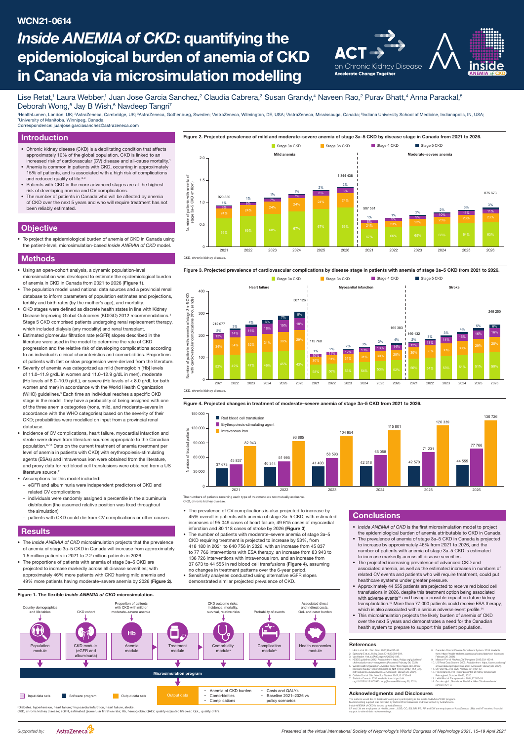WCN21-0614

# *Inside ANEMIA of CKD*: quantifying the epidemiological burden of anemia of CKD in Canada via microsimulation modelling

ACT on Chronic Kidney Disease — Accelerate Change Together

inside ANEMIA of CKD

Lise Retat,[1] Laura Webber,[1] Juan Jose Garcia Sanchez,[2] Claudia Cabrera,[3] Susan Grandy,[4] Naveen Rao,[2] Purav Bhatt,[4] Anna Paracka],[5] Deborah Wong,[5] Jay B Wish,[6] Navdeep Tangri[7]

[1]HealthLumen, London, UK; [2]AstraZeneca, Cambridge, UK; [3]AstraZeneca, Gothenburg, Sweden; [4]AstraZeneca, Wilmington, DE, USA; [5]AstraZeneca, Mississauga, Canada; [6]Indiana University School of Medicine, Indianapolis, IN, USA; [7]University of Manitoba, Winnipeg, Canada.
Correspondence: juanjose.garciasanchez@astrazeneca.com

## Introduction

- Chronic kidney disease (CKD) is a debilitating condition that affects approximately 10% of the global population. CKD is linked to an increased risk of cardiovascular (CV) disease and all-cause mortality.[1]
- Anemia is common in patients with CKD, occurring in approximately 15% of patients, and is associated with a high risk of complications and reduced quality of life.[2,3]
- Patients with CKD in the more advanced stages are at the highest risk of developing anemia and CV complications.
- The number of patients in Canada who will be affected by anemia of CKD over the next 5 years and who will require treatment has not been reliably estimated.

## Objective

- To project the epidemiological burden of anemia of CKD in Canada using the patient-level, microsimulation-based *Inside ANEMIA of CKD* model.

## Methods

- Using an open-cohort analysis, a dynamic population-level microsimulation was developed to estimate the epidemiological burden of anemia in CKD in Canada from 2021 to 2026 (**Figure 1**).
- The population model used national data sources and a provincial renal database to inform parameters of population estimates and projections, fertility and birth rates (by the mother's age), and mortality.
- CKD stages were defined as discrete health states in line with Kidney Disease Improving Global Outcomes (KDIGO) 2012 recommendations.[4] Stage 5 CKD comprised patients undergoing renal replacement therapy, which included dialysis (any modality) and renal transplant.
- Estimated glomerular filtration rate (eGFR) slopes described in the literature were used in the model to determine the rate of CKD progression and the relative risk of developing complications according to an individual's clinical characteristics and comorbidities. Proportions of patients with fast or slow progression were derived from the literature.
- Severity of anemia was categorized as mild (hemoglobin [Hb] levels of 11.0–11.9 g/dL in women and 11.0–12.9 g/dL in men), moderate (Hb levels of 8.0–10.9 g/dL), or severe (Hb levels of < 8.0 g/dL for both women and men) in accordance with the World Health Organization (WHO) guidelines.[5] Each time an individual reaches a specific CKD stage in the model, they have a probability of being assigned with one of the three anemia categories (none, mild, and moderate–severe in accordance with the WHO categories) based on the severity of their CKD; probabilities were modelled on input from a provincial renal database.
- Incidence of CV complications, heart failure, myocardial infarction and stroke were drawn from literature sources appropriate to the Canadian population.[6–10] Data on the current treatment of anemia (treatment per level of anemia in patients with CKD) with erythropoiesis-stimulating agents (ESAs) and intravenous iron were obtained from the literature, and proxy data for red blood cell transfusions were obtained from a US literature source.[11]
- Assumptions for this model included:
  - eGFR and albuminuria were independent predictors of CKD and related CV complications
  - individuals were randomly assigned a percentile in the albuminuria distribution (the assumed relative position was fixed throughout the simulation)
  - patients with CKD could die from CV complications or other causes.

## Results

- The *Inside ANEMIA of CKD* microsimulation projects that the prevalence of anemia of stage 3a–5 CKD in Canada will increase from approximately 1.5 million patients in 2021 to 2.2 million patients in 2026.
- The proportions of patients with anemia of stage 3a–5 CKD are projected to increase markedly across all disease severities; with approximately 46% more patients with CKD having mild anemia and 49% more patients having moderate–severe anemia by 2026 (**Figure 2**).
- The prevalence of CV complications is also projected to increase by 45% overall in patients with anemia of stage 3a–5 CKD, with estimated increases of 95 049 cases of heart failure, 49 615 cases of myocardial infarction and 80 118 cases of stroke by 2026 (**Figure 3**).
- The number of patients with moderate–severe anemia of stage 3a–5 CKD requiring treatment is projected to increase by 53%, from 418 180 in 2021 to 640 756 in 2026, with an increase from 45 837 to 77 766 interventions with ESA therapy, an increase from 83 943 to 136 726 interventions with intravenous iron, and an increase from 37 673 to 44 555 in red blood cell transfusions (**Figure 4**), assuming no changes in treatment patterns over the 6-year period.
- Sensitivity analyses conducted using alternative eGFR slopes demonstrated similar projected prevalence of CKD.

**Figure 1. The flexible *Inside ANEMIA of CKD* microsimulation.**

Country demographics and life tables → Population module
CKD cohort → CKD module (eGFR and albuminuria)
Proportion of patients with CKD with mild or moderate–severe anemia → Anemia module (Hb)
Treatment module
CKD outcome risks; incidence, mortality, survival, relative risks → Comorbidity module[a]
Probability of events → Complication module[b]
Associated direct and indirect costs, QoL and carer burden → Health economics module

Microsimulation program

Output data:
- Anemia of CKD burden
- Comorbidities
- Complications
- Costs and QALYs
- Baseline 2021–2026 vs policy scenarios

Input data sets | Software program | Output data sets

[a]Diabetes, hypertension, heart failure; [b]myocardial infarction, heart failure, stroke.
CKD, chronic kidney disease; eGFR, estimated glomerular filtration rate; Hb, hemoglobin; QALY, quality-adjusted life year; QoL, quality of life.

**Figure 2. Projected prevalence of mild and moderate–severe anemia of stage 3a–5 CKD by disease stage in Canada from 2021 to 2026.**

Stage 3a CKD; Stage 3b CKD; Stage 4 CKD; Stage 5 CKD

Mild anemia: 2021: 920 880 (69%, 24%, 6%, 1%); 2022: 69%, 24%, 6%, 1%; 2023: 68%, 24%, 7%, 1%; 2024: 67%, 24%, 7%, 1%; 2025: 67%, 24%, 8%, 2%; 2026: 1 344 438 (66%, 24%, 8%, 2%)

Moderate–severe anemia: 2021: 587 561 (67%, 24%, 8%, 1%); 2022: 66%, 23%, 9%, 1%; 2023: 65%, 23%, 9%, 2%; 2024: 65%, 23%, 10%, 2%; 2025: 64%, 23%, 11%, 3%; 2026: 875 673 (63%, 23%, 11%, 3%)

Number of patients with anemia of stage 3a–5 CKD (million)

CKD, chronic kidney disease.

**Figure 3. Projected prevalence of cardiovascular complications by disease stage in patients with anemia of stage 3a–5 CKD from 2021 to 2026.**

Stage 3a CKD; Stage 3b CKD; Stage 4 CKD; Stage 5 CKD

Heart failure: 2021: 212 077 (52%, 34%, 13%, 2%); 2022: 49%, 34%, 14%, 3%; 2023: 47%, 32%, 16%, 4%; 2024: 46%, 31%, 18%, 6%; 2025: 45%, 30%, 19%, 7%; 2026: 307 126 (43%, 29%, 18%, 9%)

Myocardial infarction: 2021: 115 768 (58%, 30%, 10%, 1%); 2022: 56%, 31%, 11%, 2%; 2023: 55%, 31%, 12%, 2%; 2024: 54%, 31%, 13%, 3%; 2025: 53%, 30%, 13%, 3%; 2026: 165 383 (52%, 29%, 14%, 4%)

Stroke: 2021: 169 132 (56%, 30%, 12%, 2%); 2022: 54%, 30%, 13%, 3%; 2023: 53%, 30%, 14%, 3%; 2024: 51%, 30%, 15%, 4%; 2025: 51%, 29%, 16%, 5%; 2026: 249 250 (50%, 28%, 16%, 6%)

Number of patients with anemia of stage 3a–5 CKD with cardiovascular complications (thousands)

CKD, chronic kidney disease.

**Figure 4. Projected changes in treatment of moderate–severe anemia of stage 3a–5 CKD from 2021 to 2026.**

Red blood cell transfusion; Erythropoiesis-stimulating agent; Intravenous iron

2021: 37 673; 45 837; 82 943
2022: 40 344; 51 995; 93 885
2023: 41 493; 58 593; 104 954
2024: 42 316; 65 058; 115 801
2025: 42 570; 71 231; 126 339
2026: 44 555; 77 766; 136 726

Number of treated patients

The numbers of patients receiving each type of treatment are not mutually exclusive.
CKD, chronic kidney disease.

## Conclusions

- *Inside ANEMIA of CKD* is the first microsimulation model to project the epidemiological burden of anemia attributable to CKD in Canada.
- The prevalence of anemia of stage 3a–5 CKD in Canada is projected to increase by approximately 46% from 2021 to 2026, and the number of patients with anemia of stage 3a–5 CKD is estimated to increase markedly across all disease severities.
- The projected increasing prevalence of advanced CKD and associated anemia, as well as the estimated increases in numbers of related CV events and patients who will require treatment, could put healthcare systems under greater pressure.
- Approximately 44 555 patients are projected to receive red blood cell transfusions in 2026, despite this treatment option being associated with adverse events[12] and having a possible impact on future kidney transplantation.[13] More than 77 000 patients could receive ESA therapy, which is also associated with a serious adverse event profile.[14]
- This microsimulation projects the likely burden of anemia of CKD over the next 5 years and demonstrates a need for the Canadian health system to prepare to support this patient population.

## References

1. Hirst J et al. Br J Gen Pract 2020;70:e285–93.
2. Sprowls E et al. J Med Econ 2019;22:593–604.
3. Van Haalen H et al. BMC Nephrol 2020;21:88.
4. KDIGO guidelines 2012. Available from: https://kdigo.org/guidelines/ckd-evaluation-and-management (Accessed February 26, 2021).
5. World Health Organization. Available from: https://apps.who.int/iris/bitstream/handle/10665/85839/WHO_NMH_NHD_MNM_11.1_eng.pdf?sequence=22&isAllowed=y (Accessed February 26, 2021).
6. Collister D et al. Clin J Am Soc Nephrol 2017;12:1733–43.
7. Statistics Canada. 2020. Available from: https://doi.org/10.25318/1310039401-eng (Accessed February 26, 2021).
8. Canadian Chronic Disease Surveillance System. 2019. Available from: https://health-infobase.canada.ca/ccdss/data-tool/ (Accessed February 26, 2021).
9. Maeson P et al. Nephrol Dial Transplant 2015;30:1162–9.
10. US Renal Data System. 2009. Available from: https://www.usrds.org/annual-data-report/previous-adrs/ (Accessed February 26, 2021).
11. St Peter WL et al. BMC Nephrol 2018;19:67.
12. Provenzano R et al. Poster presented at Kidney Week 2020 Reimagined, October 19–25, 2020.
13. Leffell M et al. Transplantation 2014;97:525–33.
14. Goodnough L, Shander A. Best Pract Res Clin Anaesthesiol 2013;27:121–9.

## Acknowledgments and Disclosures

The authors would like to thank all investigators participating in the *Inside ANEMIA of CKD* program. Medical writing support was provided by Oxford PharmaGenesis and was funded by AstraZeneca. *Inside ANEMIA of CKD* is funded by AstraZeneca. LR and LW are employees of HealthLumen. JJGS, CC, SG, NR, PB, AP and DW are employees of AstraZeneca. JBW and NT received financial support to attend data review meetings.

Supported by: AstraZeneca

Presented at the virtual International Society of Nephrology's World Congress of Nephrology 2021, 15–19 April 2021